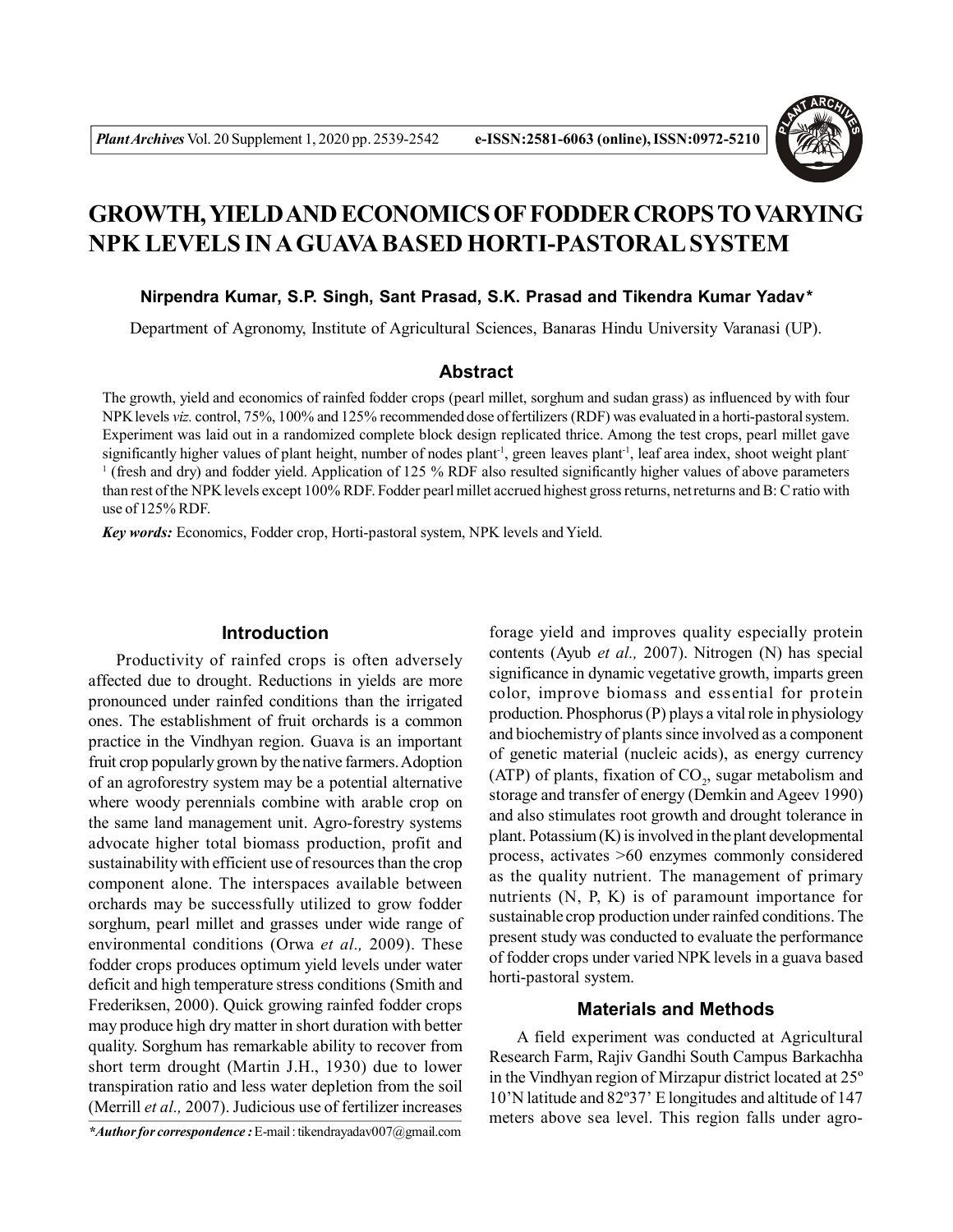# GROWTH, YIELD AND ECONOMICS OF FODDER CROPS TO VARYING NPK LEVELS IN A GUAVA BASED HORTI-PASTORAL SYSTEM

**Nirpendra Kumar, S.P. Singh, Sant Prasad, S.K. Prasad and Tikendra Kumar Yadav***

Department of Agronomy, Institute of Agricultural Sciences, Banaras Hindu University Varanasi (UP).

## Abstract

The growth, yield and economics of rainfed fodder crops (pearl millet, sorghum and sudan grass) as influenced by with four NPK levels *viz.* control, 75%, 100% and 125% recommended dose of fertilizers (RDF) was evaluated in a horti-pastoral system. Experiment was laid out in a randomized complete block design replicated thrice. Among the test crops, pearl millet gave significantly higher values of plant height, number of nodes plant$^{-1}$, green leaves plant$^{-1}$, leaf area index, shoot weight plant$^{-1}$ (fresh and dry) and fodder yield. Application of 125 % RDF also resulted significantly higher values of above parameters than rest of the NPK levels except 100% RDF. Fodder pearl millet accrued highest gross returns, net returns and B: C ratio with use of 125% RDF.

***Key words:*** Economics, Fodder crop, Horti-pastoral system, NPK levels and Yield.

## Introduction

Productivity of rainfed crops is often adversely affected due to drought. Reductions in yields are more pronounced under rainfed conditions than the irrigated ones. The establishment of fruit orchards is a common practice in the Vindhyan region. Guava is an important fruit crop popularly grown by the native farmers. Adoption of an agroforestry system may be a potential alternative where woody perennials combine with arable crop on the same land management unit. Agro-forestry systems advocate higher total biomass production, profit and sustainability with efficient use of resources than the crop component alone. The interspaces available between orchards may be successfully utilized to grow fodder sorghum, pearl millet and grasses under wide range of environmental conditions (Orwa *et al.,* 2009). These fodder crops produces optimum yield levels under water deficit and high temperature stress conditions (Smith and Frederiksen, 2000). Quick growing rainfed fodder crops may produce high dry matter in short duration with better quality. Sorghum has remarkable ability to recover from short term drought (Martin J.H., 1930) due to lower transpiration ratio and less water depletion from the soil (Merrill *et al.,* 2007). Judicious use of fertilizer increases forage yield and improves quality especially protein contents (Ayub *et al.,* 2007). Nitrogen (N) has special significance in dynamic vegetative growth, imparts green color, improve biomass and essential for protein production. Phosphorus (P) plays a vital role in physiology and biochemistry of plants since involved as a component of genetic material (nucleic acids), as energy currency (ATP) of plants, fixation of $CO_2$, sugar metabolism and storage and transfer of energy (Demkin and Ageev 1990) and also stimulates root growth and drought tolerance in plant. Potassium (K) is involved in the plant developmental process, activates >60 enzymes commonly considered as the quality nutrient. The management of primary nutrients (N, P, K) is of paramount importance for sustainable crop production under rainfed conditions. The present study was conducted to evaluate the performance of fodder crops under varied NPK levels in a guava based horti-pastoral system.

*\*Author for correspondence :* E-mail : tikendrayadav007@gmail.com

## Materials and Methods

A field experiment was conducted at Agricultural Research Farm, Rajiv Gandhi South Campus Barkachha in the Vindhyan region of Mirzapur district located at 25º 10'N latitude and 82º37' E longitudes and altitude of 147 meters above sea level. This region falls under agro-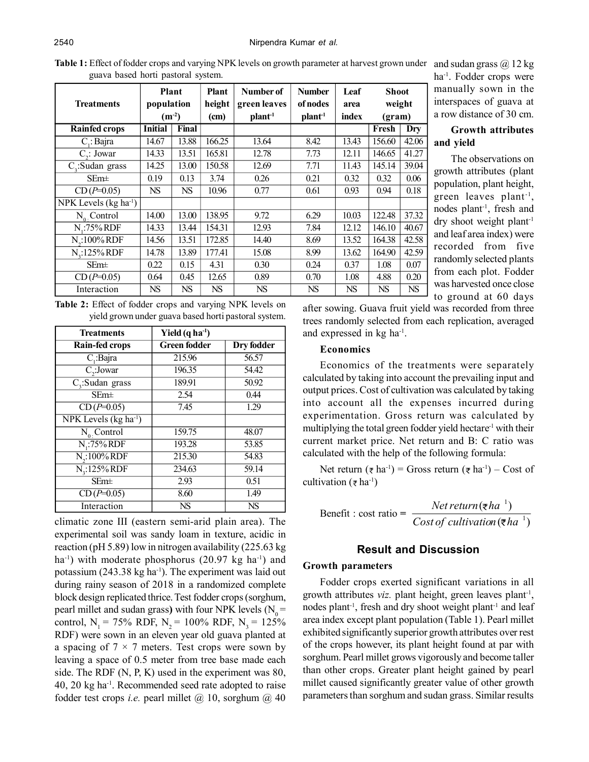**Table 1:** Effect of fodder crops and varying NPK levels on growth parameter at harvest grown under guava based horti pastoral system.

| Treatments | Plant population ($m^{-2}$) | | Plant height (cm) | Number of green leaves plant$^{-1}$ | Number of nodes plant$^{-1}$ | Leaf area index | Shoot weight (gram) | |
|---|---|---|---|---|---|---|---|---|
| **Rainfed crops** | **Initial** | **Final** | | | | | **Fresh** | **Dry** |
| $C_1$: Bajra | 14.67 | 13.88 | 166.25 | 13.64 | 8.42 | 13.43 | 156.60 | 42.06 |
| $C_2$: Jowar | 14.33 | 13.51 | 165.81 | 12.78 | 7.73 | 12.11 | 146.65 | 41.27 |
| $C_3$:Sudan grass | 14.25 | 13.00 | 150.58 | 12.69 | 7.71 | 11.43 | 145.14 | 39.04 |
| SEm± | 0.19 | 0.13 | 3.74 | 0.26 | 0.21 | 0.32 | 0.32 | 0.06 |
| CD ($P$=0.05) | NS | NS | 10.96 | 0.77 | 0.61 | 0.93 | 0.94 | 0.18 |
| NPK Levels (kg ha$^{-1}$) | | | | | | | | |
| $N_0$: Control | 14.00 | 13.00 | 138.95 | 9.72 | 6.29 | 10.03 | 122.48 | 37.32 |
| $N_1$:75% RDF | 14.33 | 13.44 | 154.31 | 12.93 | 7.84 | 12.12 | 146.10 | 40.67 |
| $N_2$:100% RDF | 14.56 | 13.51 | 172.85 | 14.40 | 8.69 | 13.52 | 164.38 | 42.58 |
| $N_3$:125% RDF | 14.78 | 13.89 | 177.41 | 15.08 | 8.99 | 13.62 | 164.90 | 42.59 |
| SEm± | 0.22 | 0.15 | 4.31 | 0.30 | 0.24 | 0.37 | 1.08 | 0.07 |
| CD ($P$=0.05) | 0.64 | 0.45 | 12.65 | 0.89 | 0.70 | 1.08 | 4.88 | 0.20 |
| Interaction | NS | NS | NS | NS | NS | NS | NS | NS |

**Table 2:** Effect of fodder crops and varying NPK levels on yield grown under guava based horti pastoral system.

| Treatments | Yield (q ha$^{-1}$) | |
|---|---|---|
| **Rain-fed crops** | **Green fodder** | **Dry fodder** |
| $C_1$:Bajra | 215.96 | 56.57 |
| $C_2$:Jowar | 196.35 | 54.42 |
| $C_3$:Sudan grass | 189.91 | 50.92 |
| SEm± | 2.54 | 0.44 |
| CD ($P$=0.05) | 7.45 | 1.29 |
| NPK Levels (kg ha$^{-1}$) | | |
| $N_0$: Control | 159.75 | 48.07 |
| $N_1$:75% RDF | 193.28 | 53.85 |
| $N_2$:100% RDF | 215.30 | 54.83 |
| $N_3$:125% RDF | 234.63 | 59.14 |
| SEm± | 2.93 | 0.51 |
| CD ($P$=0.05) | 8.60 | 1.49 |
| Interaction | NS | NS |

climatic zone III (eastern semi-arid plain area). The experimental soil was sandy loam in texture, acidic in reaction (pH 5.89) low in nitrogen availability (225.63 kg ha$^{-1}$) with moderate phosphorus (20.97 kg ha$^{-1}$) and potassium (243.38 kg ha$^{-1}$). The experiment was laid out during rainy season of 2018 in a randomized complete block design replicated thrice. Test fodder crops (sorghum, pearl millet and sudan grass**)** with four NPK levels ($N_0$ = control, $N_1$ = 75% RDF, $N_2$ = 100% RDF, $N_3$ = 125% RDF) were sown in an eleven year old guava planted at a spacing of 7 × 7 meters. Test crops were sown by leaving a space of 0.5 meter from tree base made each side. The RDF (N, P, K) used in the experiment was 80, 40, 20 kg ha$^{-1}$. Recommended seed rate adopted to raise fodder test crops *i.e.* pearl millet @ 10, sorghum @ 40 and sudan grass @ 12 kg ha$^{-1}$. Fodder crops were manually sown in the interspaces of guava at a row distance of 30 cm.

### Growth attributes and yield

The observations on growth attributes (plant population, plant height, green leaves plant$^{-1}$, nodes plant$^{-1}$, fresh and dry shoot weight plant$^{-1}$ and leaf area index) were recorded from five randomly selected plants from each plot. Fodder was harvested once close to ground at 60 days after sowing. Guava fruit yield was recorded from three trees randomly selected from each replication, averaged and expressed in kg ha$^{-1}$.

### Economics

Economics of the treatments were separately calculated by taking into account the prevailing input and output prices. Cost of cultivation was calculated by taking into account all the expenses incurred during experimentation. Gross return was calculated by multiplying the total green fodder yield hectare$^{-1}$ with their current market price. Net return and B: C ratio was calculated with the help of the following formula:

Net return (₹ ha$^{-1}$) = Gross return (₹ ha$^{-1}$) – Cost of cultivation (₹ ha$^{-1}$)

$$\text{Benefit : cost ratio} = \frac{Net\ return\,(₹\,ha^{-1})}{Cost\ of\ cultivation\,(₹\,ha^{-1})}$$

## Result and Discussion

### Growth parameters

Fodder crops exerted significant variations in all growth attributes *viz.* plant height, green leaves plant$^{-1}$, nodes plant$^{-1}$, fresh and dry shoot weight plant$^{-1}$ and leaf area index except plant population (Table 1). Pearl millet exhibited significantly superior growth attributes over rest of the crops however, its plant height found at par with sorghum. Pearl millet grows vigorously and become taller than other crops. Greater plant height gained by pearl millet caused significantly greater value of other growth parameters than sorghum and sudan grass. Similar results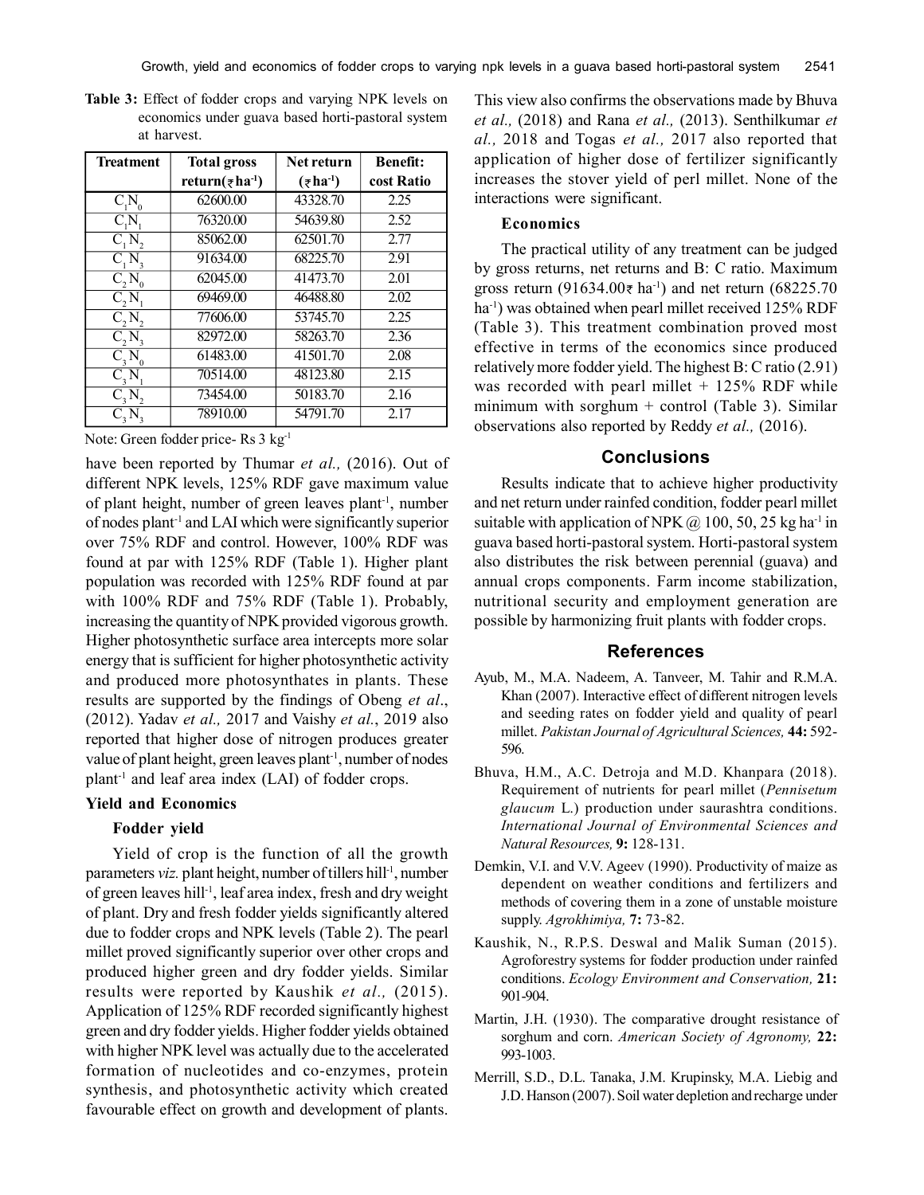**Table 3:** Effect of fodder crops and varying NPK levels on economics under guava based horti-pastoral system at harvest.

| Treatment | Total gross return(₹ ha$^{-1}$) | Net return (₹ ha$^{-1}$) | Benefit: cost Ratio |
|---|---|---|---|
| $C_1N_0$ | 62600.00 | 43328.70 | 2.25 |
| $C_1N_1$ | 76320.00 | 54639.80 | 2.52 |
| $C_1N_2$ | 85062.00 | 62501.70 | 2.77 |
| $C_1N_3$ | 91634.00 | 68225.70 | 2.91 |
| $C_2N_0$ | 62045.00 | 41473.70 | 2.01 |
| $C_2N_1$ | 69469.00 | 46488.80 | 2.02 |
| $C_2N_2$ | 77606.00 | 53745.70 | 2.25 |
| $C_2N_3$ | 82972.00 | 58263.70 | 2.36 |
| $C_3N_0$ | 61483.00 | 41501.70 | 2.08 |
| $C_3N_1$ | 70514.00 | 48123.80 | 2.15 |
| $C_3N_2$ | 73454.00 | 50183.70 | 2.16 |
| $C_3N_3$ | 78910.00 | 54791.70 | 2.17 |

Note: Green fodder price- Rs 3 kg$^{-1}$

have been reported by Thumar *et al.,* (2016). Out of different NPK levels, 125% RDF gave maximum value of plant height, number of green leaves plant$^{-1}$, number of nodes plant$^{-1}$ and LAI which were significantly superior over 75% RDF and control. However, 100% RDF was found at par with 125% RDF (Table 1). Higher plant population was recorded with 125% RDF found at par with 100% RDF and 75% RDF (Table 1). Probably, increasing the quantity of NPK provided vigorous growth. Higher photosynthetic surface area intercepts more solar energy that is sufficient for higher photosynthetic activity and produced more photosynthates in plants. These results are supported by the findings of Obeng *et al*., (2012). Yadav *et al.,* 2017 and Vaishy *et al.*, 2019 also reported that higher dose of nitrogen produces greater value of plant height, green leaves plant$^{-1}$, number of nodes plant$^{-1}$ and leaf area index (LAI) of fodder crops.

### Yield and Economics

#### Fodder yield

Yield of crop is the function of all the growth parameters *viz.* plant height, number of tillers hill$^{-1}$, number of green leaves hill$^{-1}$, leaf area index, fresh and dry weight of plant. Dry and fresh fodder yields significantly altered due to fodder crops and NPK levels (Table 2). The pearl millet proved significantly superior over other crops and produced higher green and dry fodder yields. Similar results were reported by Kaushik *et al.,* (2015). Application of 125% RDF recorded significantly highest green and dry fodder yields. Higher fodder yields obtained with higher NPK level was actually due to the accelerated formation of nucleotides and co-enzymes, protein synthesis, and photosynthetic activity which created favourable effect on growth and development of plants. This view also confirms the observations made by Bhuva *et al.,* (2018) and Rana *et al.,* (2013). Senthilkumar *et al.,* 2018 and Togas *et al.,* 2017 also reported that application of higher dose of fertilizer significantly increases the stover yield of perl millet. None of the interactions were significant.

#### Economics

The practical utility of any treatment can be judged by gross returns, net returns and B: C ratio. Maximum gross return (91634.00₹ ha$^{-1}$) and net return (68225.70 ha$^{-1}$) was obtained when pearl millet received 125% RDF (Table 3). This treatment combination proved most effective in terms of the economics since produced relatively more fodder yield. The highest B: C ratio (2.91) was recorded with pearl millet + 125% RDF while minimum with sorghum + control (Table 3). Similar observations also reported by Reddy *et al.,* (2016).

## Conclusions

Results indicate that to achieve higher productivity and net return under rainfed condition, fodder pearl millet suitable with application of NPK @ 100, 50, 25 kg ha$^{-1}$ in guava based horti-pastoral system. Horti-pastoral system also distributes the risk between perennial (guava) and annual crops components. Farm income stabilization, nutritional security and employment generation are possible by harmonizing fruit plants with fodder crops.

## References

- Ayub, M., M.A. Nadeem, A. Tanveer, M. Tahir and R.M.A. Khan (2007). Interactive effect of different nitrogen levels and seeding rates on fodder yield and quality of pearl millet. *Pakistan Journal of Agricultural Sciences,* **44:** 592-596.
- Bhuva, H.M., A.C. Detroja and M.D. Khanpara (2018). Requirement of nutrients for pearl millet (*Pennisetum glaucum* L.) production under saurashtra conditions. *International Journal of Environmental Sciences and Natural Resources,* **9:** 128-131.
- Demkin, V.I. and V.V. Ageev (1990). Productivity of maize as dependent on weather conditions and fertilizers and methods of covering them in a zone of unstable moisture supply. *Agrokhimiya,* **7:** 73-82.
- Kaushik, N., R.P.S. Deswal and Malik Suman (2015). Agroforestry systems for fodder production under rainfed conditions. *Ecology Environment and Conservation,* **21:** 901-904.
- Martin, J.H. (1930). The comparative drought resistance of sorghum and corn. *American Society of Agronomy,* **22:** 993-1003.
- Merrill, S.D., D.L. Tanaka, J.M. Krupinsky, M.A. Liebig and J.D. Hanson (2007). Soil water depletion and recharge under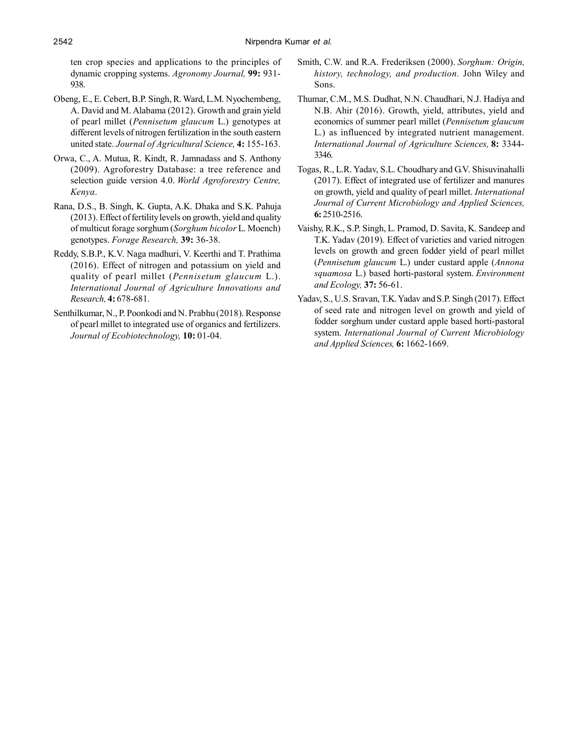ten crop species and applications to the principles of dynamic cropping systems. *Agronomy Journal,* **99:** 931-938.

Obeng, E., E. Cebert, B.P. Singh, R. Ward, L.M. Nyochembeng, A. David and M. Alabama (2012). Growth and grain yield of pearl millet (*Pennisetum glaucum* L.) genotypes at different levels of nitrogen fertilization in the south eastern united state. *Journal of Agricultural Science,* **4:** 155-163.

Orwa, C., A. Mutua, R. Kindt, R. Jamnadass and S. Anthony (2009). Agroforestry Database: a tree reference and selection guide version 4.0. *World Agroforestry Centre, Kenya*.

Rana, D.S., B. Singh, K. Gupta, A.K. Dhaka and S.K. Pahuja (2013). Effect of fertility levels on growth, yield and quality of multicut forage sorghum (*Sorghum bicolor* L. Moench) genotypes. *Forage Research,* **39:** 36-38.

Reddy, S.B.P., K.V. Naga madhuri, V. Keerthi and T. Prathima (2016). Effect of nitrogen and potassium on yield and quality of pearl millet (*Pennisetum glaucum* L.). *International Journal of Agriculture Innovations and Research,* **4:** 678-681.

Senthilkumar, N., P. Poonkodi and N. Prabhu (2018). Response of pearl millet to integrated use of organics and fertilizers. *Journal of Ecobiotechnology,* **10:** 01-04.

Smith, C.W. and R.A. Frederiksen (2000). *Sorghum: Origin, history, technology, and production.* John Wiley and Sons.

Thumar, C.M., M.S. Dudhat, N.N. Chaudhari, N.J. Hadiya and N.B. Ahir (2016). Growth, yield, attributes, yield and economics of summer pearl millet (*Pennisetum glaucum* L.) as influenced by integrated nutrient management. *International Journal of Agriculture Sciences,* **8:** 3344-3346.

Togas, R., L.R. Yadav, S.L. Choudhary and G.V. Shisuvinahalli (2017). Effect of integrated use of fertilizer and manures on growth, yield and quality of pearl millet. *International Journal of Current Microbiology and Applied Sciences,* **6:** 2510-2516.

Vaishy, R.K., S.P. Singh, L. Pramod, D. Savita, K. Sandeep and T.K. Yadav (2019). Effect of varieties and varied nitrogen levels on growth and green fodder yield of pearl millet (*Pennisetum glaucum* L.) under custard apple (*Annona squamosa* L.) based horti-pastoral system. *Environment and Ecology,* **37:** 56-61.

Yadav, S., U.S. Sravan, T.K. Yadav and S.P. Singh (2017). Effect of seed rate and nitrogen level on growth and yield of fodder sorghum under custard apple based horti-pastoral system. *International Journal of Current Microbiology and Applied Sciences,* **6:** 1662-1669.